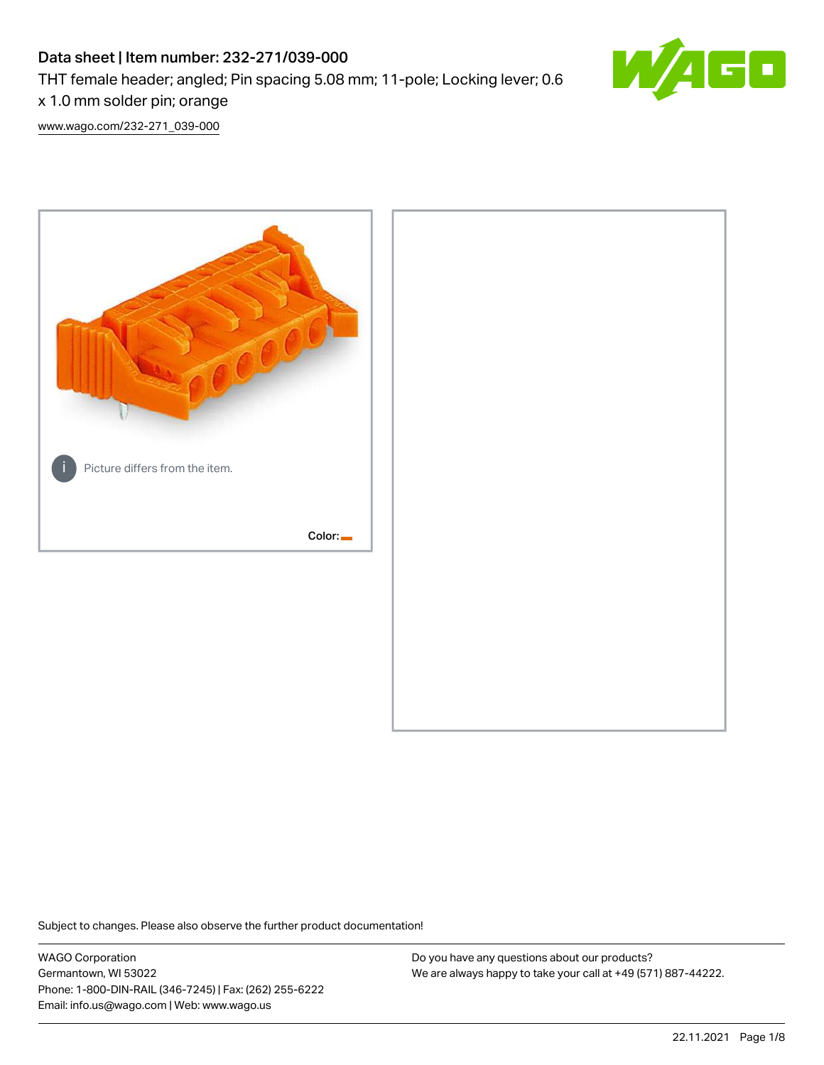# Data sheet | Item number: 232-271/039-000

THT female header; angled; Pin spacing 5.08 mm; 11-pole; Locking lever; 0.6 x 1.0 mm solder pin; orange

www.wago.com/232-271_039-000

Picture differs from the item.

Color:

Subject to changes. Please also observe the further product documentation!

WAGO Corporation
Germantown, WI 53022
Phone: 1-800-DIN-RAIL (346-7245) | Fax: (262) 255-6222
Email: info.us@wago.com | Web: www.wago.us

Do you have any questions about our products?
We are always happy to take your call at +49 (571) 887-44222.

22.11.2021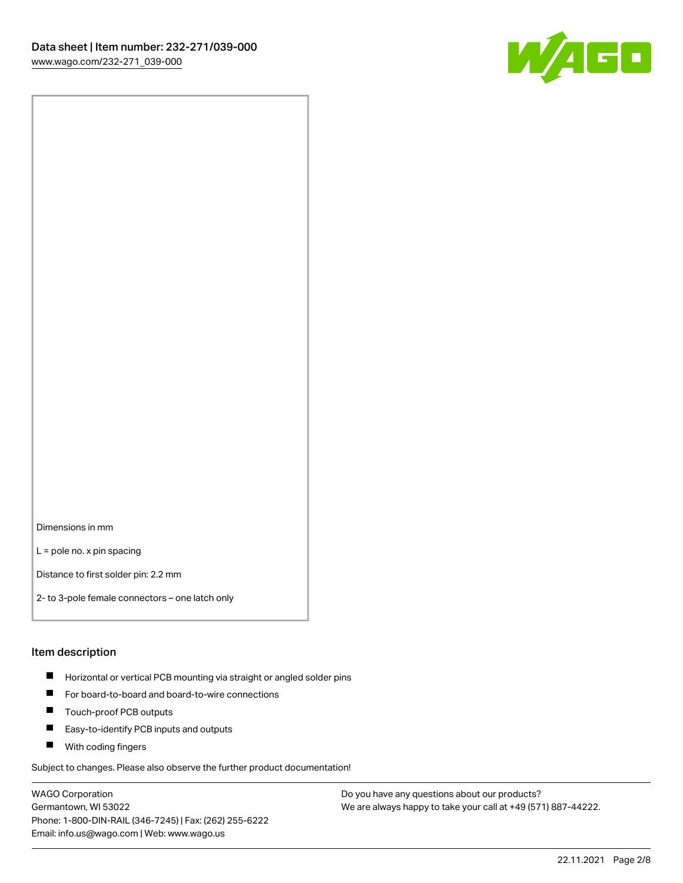Dimensions in mm

L = pole no. x pin spacing

Distance to first solder pin: 2.2 mm

2- to 3-pole female connectors – one latch only

## Item description

- Horizontal or vertical PCB mounting via straight or angled solder pins
- For board-to-board and board-to-wire connections
- Touch-proof PCB outputs
- Easy-to-identify PCB inputs and outputs
- With coding fingers

Subject to changes. Please also observe the further product documentation!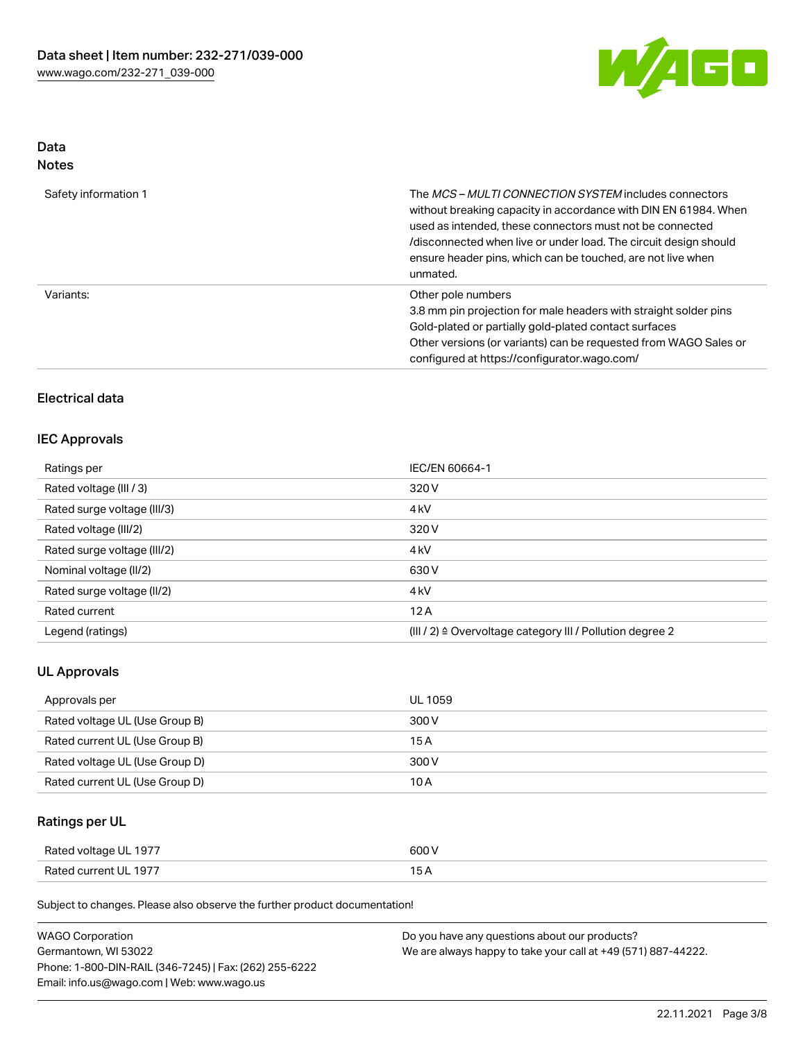## Data
### Notes

| | |
|---|---|
| Safety information 1 | The *MCS – MULTI CONNECTION SYSTEM* includes connectors without breaking capacity in accordance with DIN EN 61984. When used as intended, these connectors must not be connected /disconnected when live or under load. The circuit design should ensure header pins, which can be touched, are not live when unmated. |
| Variants: | Other pole numbers<br>3.8 mm pin projection for male headers with straight solder pins<br>Gold-plated or partially gold-plated contact surfaces<br>Other versions (or variants) can be requested from WAGO Sales or configured at https://configurator.wago.com/ |

### Electrical data

#### IEC Approvals

| | |
|---|---|
| Ratings per | IEC/EN 60664-1 |
| Rated voltage (III / 3) | 320 V |
| Rated surge voltage (III/3) | 4 kV |
| Rated voltage (III/2) | 320 V |
| Rated surge voltage (III/2) | 4 kV |
| Nominal voltage (II/2) | 630 V |
| Rated surge voltage (II/2) | 4 kV |
| Rated current | 12 A |
| Legend (ratings) | (III / 2) ≙ Overvoltage category III / Pollution degree 2 |

#### UL Approvals

| | |
|---|---|
| Approvals per | UL 1059 |
| Rated voltage UL (Use Group B) | 300 V |
| Rated current UL (Use Group B) | 15 A |
| Rated voltage UL (Use Group D) | 300 V |
| Rated current UL (Use Group D) | 10 A |

#### Ratings per UL

| | |
|---|---|
| Rated voltage UL 1977 | 600 V |
| Rated current UL 1977 | 15 A |

Subject to changes. Please also observe the further product documentation!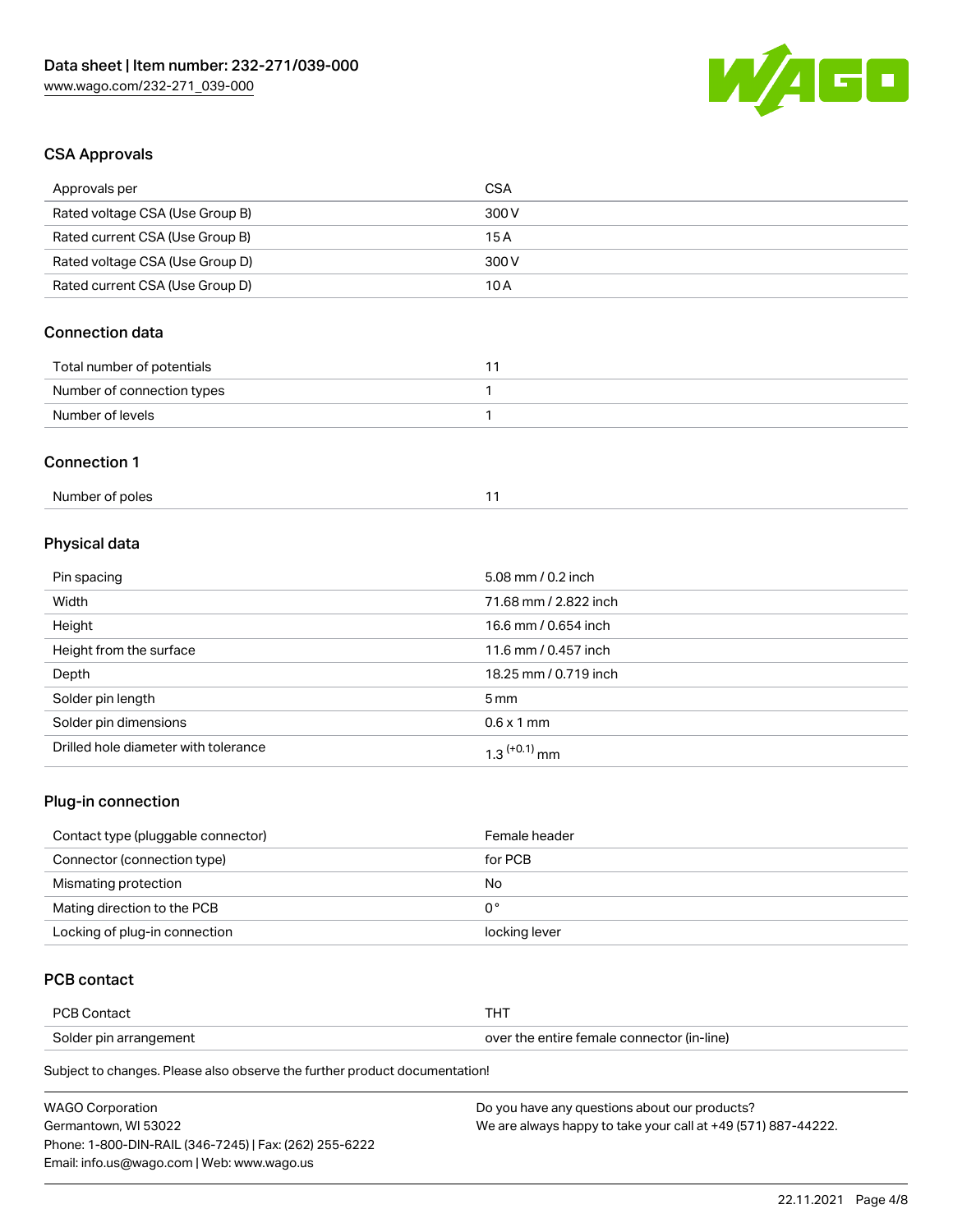## CSA Approvals

| Approvals per | CSA |
| --- | --- |
| Rated voltage CSA (Use Group B) | 300 V |
| Rated current CSA (Use Group B) | 15 A |
| Rated voltage CSA (Use Group D) | 300 V |
| Rated current CSA (Use Group D) | 10 A |

## Connection data

| Total number of potentials | 11 |
| --- | --- |
| Number of connection types | 1 |
| Number of levels | 1 |

## Connection 1

| Number of poles | 11 |
| --- | --- |

## Physical data

| Pin spacing | 5.08 mm / 0.2 inch |
| --- | --- |
| Width | 71.68 mm / 2.822 inch |
| Height | 16.6 mm / 0.654 inch |
| Height from the surface | 11.6 mm / 0.457 inch |
| Depth | 18.25 mm / 0.719 inch |
| Solder pin length | 5 mm |
| Solder pin dimensions | 0.6 x 1 mm |
| Drilled hole diameter with tolerance | $1.3^{(+0.1)}$ mm |

## Plug-in connection

| Contact type (pluggable connector) | Female header |
| --- | --- |
| Connector (connection type) | for PCB |
| Mismating protection | No |
| Mating direction to the PCB | 0 ° |
| Locking of plug-in connection | locking lever |

## PCB contact

| PCB Contact | THT |
| --- | --- |
| Solder pin arrangement | over the entire female connector (in-line) |

Subject to changes. Please also observe the further product documentation!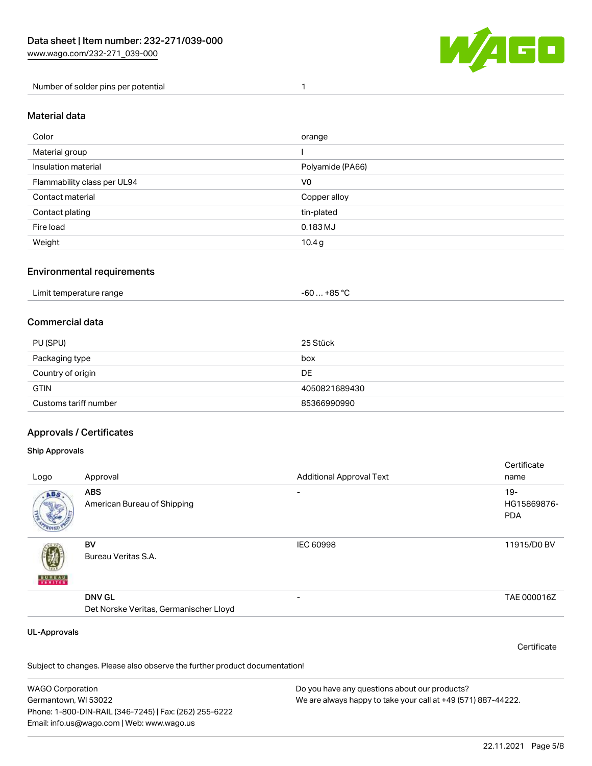| Number of solder pins per potential | 1 |
|---|---|

## Material data

| Color | orange |
|---|---|
| Material group | I |
| Insulation material | Polyamide (PA66) |
| Flammability class per UL94 | V0 |
| Contact material | Copper alloy |
| Contact plating | tin-plated |
| Fire load | 0.183 MJ |
| Weight | 10.4 g |

## Environmental requirements

| Limit temperature range | -60 … +85 °C |
|---|---|

## Commercial data

| PU (SPU) | 25 Stück |
|---|---|
| Packaging type | box |
| Country of origin | DE |
| GTIN | 4050821689430 |
| Customs tariff number | 85366990990 |

## Approvals / Certificates

### Ship Approvals

| Logo | Approval | Additional Approval Text | Certificate name |
|---|---|---|---|
| | **ABS** American Bureau of Shipping | - | 19-HG15869876-PDA |
| | **BV** Bureau Veritas S.A. | IEC 60998 | 11915/D0 BV |
| | **DNV GL** Det Norske Veritas, Germanischer Lloyd | - | TAE 000016Z |

### UL-Approvals

Certificate

Subject to changes. Please also observe the further product documentation!

WAGO Corporation
Germantown, WI 53022
Phone: 1-800-DIN-RAIL (346-7245) | Fax: (262) 255-6222
Email: info.us@wago.com | Web: www.wago.us

Do you have any questions about our products?
We are always happy to take your call at +49 (571) 887-44222.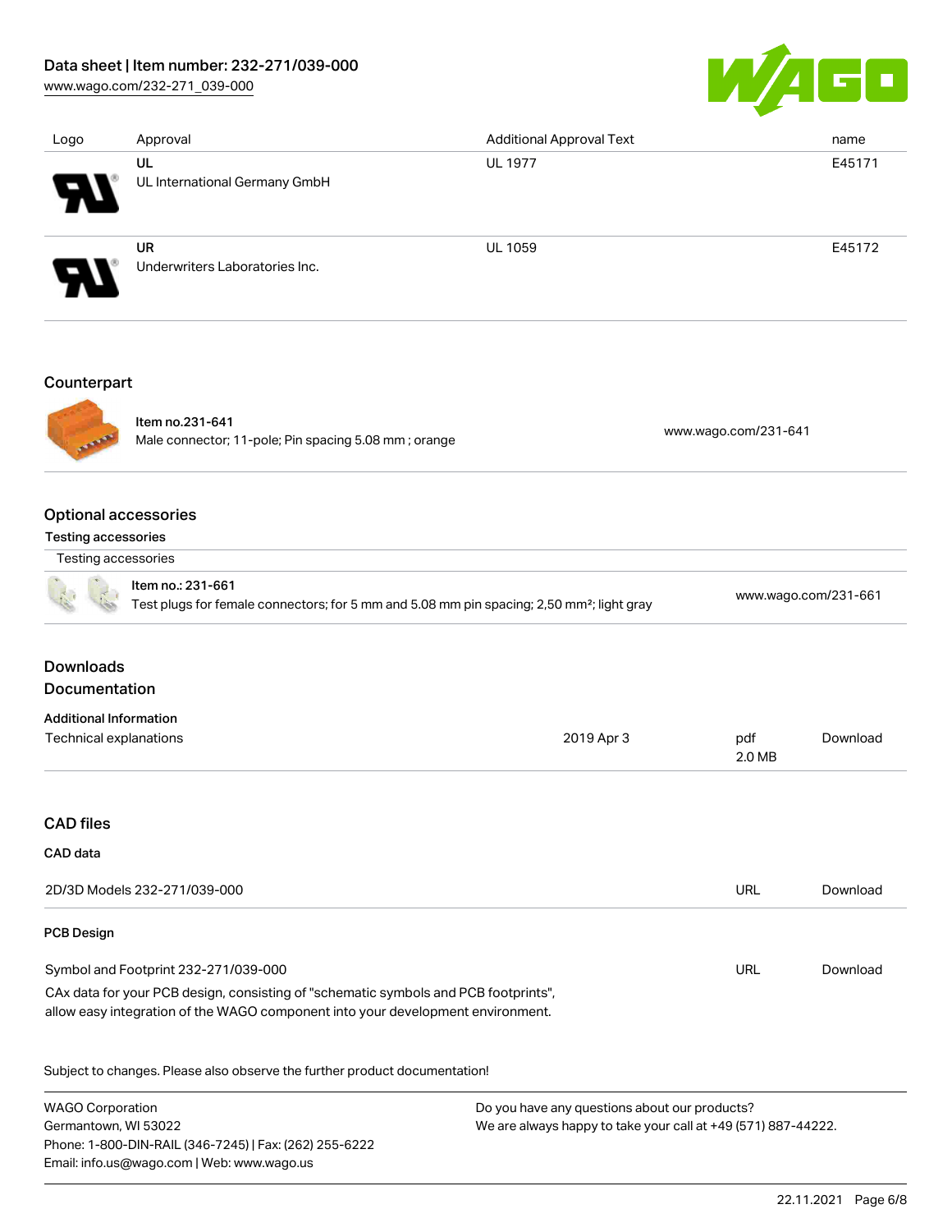| Logo | Approval | Additional Approval Text | name |
| --- | --- | --- | --- |
| | **UL**<br>UL International Germany GmbH | UL 1977 | E45171 |
| | **UR**<br>Underwriters Laboratories Inc. | UL 1059 | E45172 |

## Counterpart

| | |
| --- | --- |
| **Item no.231-641**<br>Male connector; 11-pole; Pin spacing 5.08 mm ; orange | www.wago.com/231-641 |

## Optional accessories

### Testing accessories

| Testing accessories | |
| --- | --- |
| **Item no.: 231-661**<br>Test plugs for female connectors; for 5 mm and 5.08 mm pin spacing; 2,50 mm²; light gray | www.wago.com/231-661 |

## Downloads

## Documentation

### Additional Information

| | | | |
| --- | --- | --- | --- |
| Technical explanations | 2019 Apr 3 | pdf<br>2.0 MB | Download |

## CAD files

### CAD data

| | | |
| --- | --- | --- |
| 2D/3D Models 232-271/039-000 | URL | Download |

### PCB Design

| | | |
| --- | --- | --- |
| Symbol and Footprint 232-271/039-000<br>CAx data for your PCB design, consisting of "schematic symbols and PCB footprints", allow easy integration of the WAGO component into your development environment. | URL | Download |

Subject to changes. Please also observe the further product documentation!

WAGO Corporation
Germantown, WI 53022
Phone: 1-800-DIN-RAIL (346-7245) | Fax: (262) 255-6222
Email: info.us@wago.com | Web: www.wago.us

Do you have any questions about our products?
We are always happy to take your call at +49 (571) 887-44222.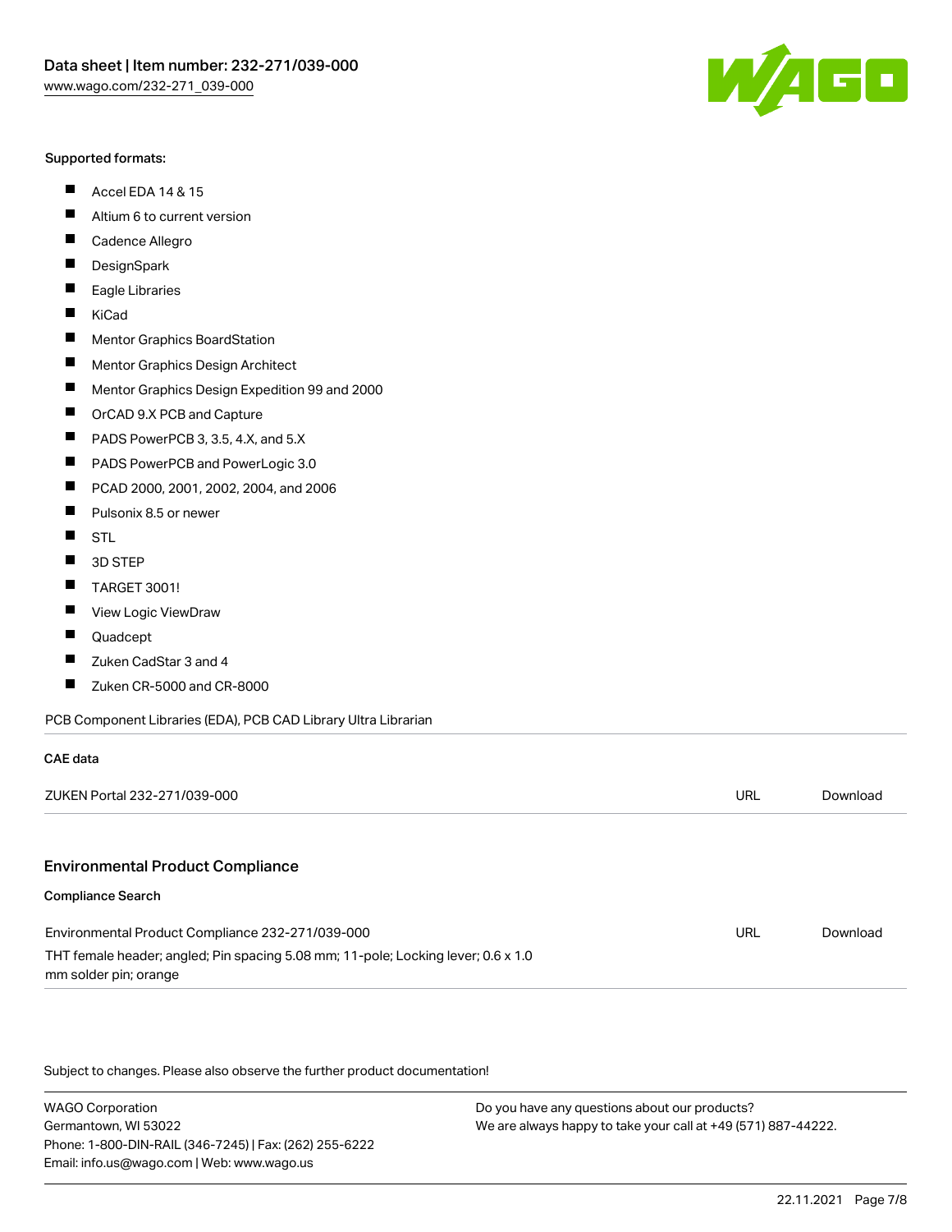Supported formats:

- Accel EDA 14 & 15
- Altium 6 to current version
- Cadence Allegro
- DesignSpark
- Eagle Libraries
- KiCad
- Mentor Graphics BoardStation
- Mentor Graphics Design Architect
- Mentor Graphics Design Expedition 99 and 2000
- OrCAD 9.X PCB and Capture
- PADS PowerPCB 3, 3.5, 4.X, and 5.X
- PADS PowerPCB and PowerLogic 3.0
- PCAD 2000, 2001, 2002, 2004, and 2006
- Pulsonix 8.5 or newer
- STL
- 3D STEP
- TARGET 3001!
- View Logic ViewDraw
- Quadcept
- Zuken CadStar 3 and 4
- Zuken CR-5000 and CR-8000

PCB Component Libraries (EDA), PCB CAD Library Ultra Librarian

**CAE data**

| | | |
|---|---|---|
| ZUKEN Portal 232-271/039-000 | URL | Download |

## Environmental Product Compliance

**Compliance Search**

| | | |
|---|---|---|
| Environmental Product Compliance 232-271/039-000<br>THT female header; angled; Pin spacing 5.08 mm; 11-pole; Locking lever; 0.6 x 1.0 mm solder pin; orange | URL | Download |

Subject to changes. Please also observe the further product documentation!

WAGO Corporation
Germantown, WI 53022
Phone: 1-800-DIN-RAIL (346-7245) | Fax: (262) 255-6222
Email: info.us@wago.com | Web: www.wago.us

Do you have any questions about our products?
We are always happy to take your call at +49 (571) 887-44222.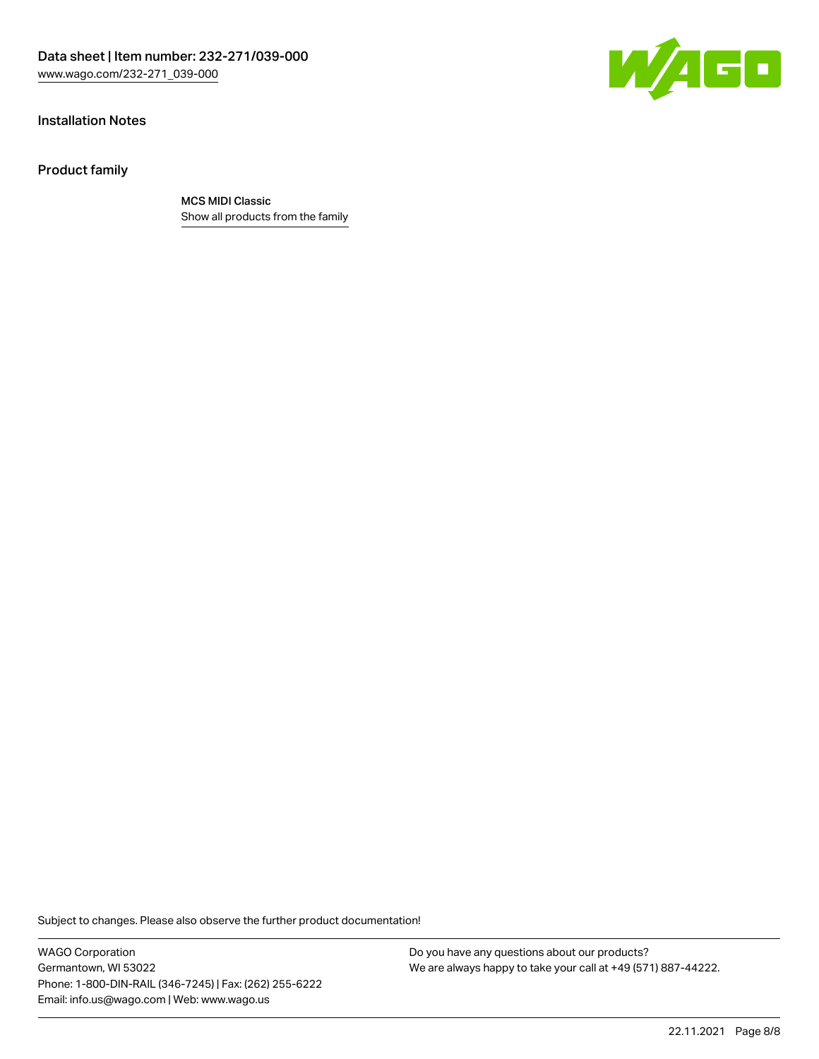## Installation Notes

## Product family

MCS MIDI Classic
Show all products from the family

Subject to changes. Please also observe the further product documentation!

WAGO Corporation
Germantown, WI 53022
Phone: 1-800-DIN-RAIL (346-7245) | Fax: (262) 255-6222
Email: info.us@wago.com | Web: www.wago.us

Do you have any questions about our products?
We are always happy to take your call at +49 (571) 887-44222.